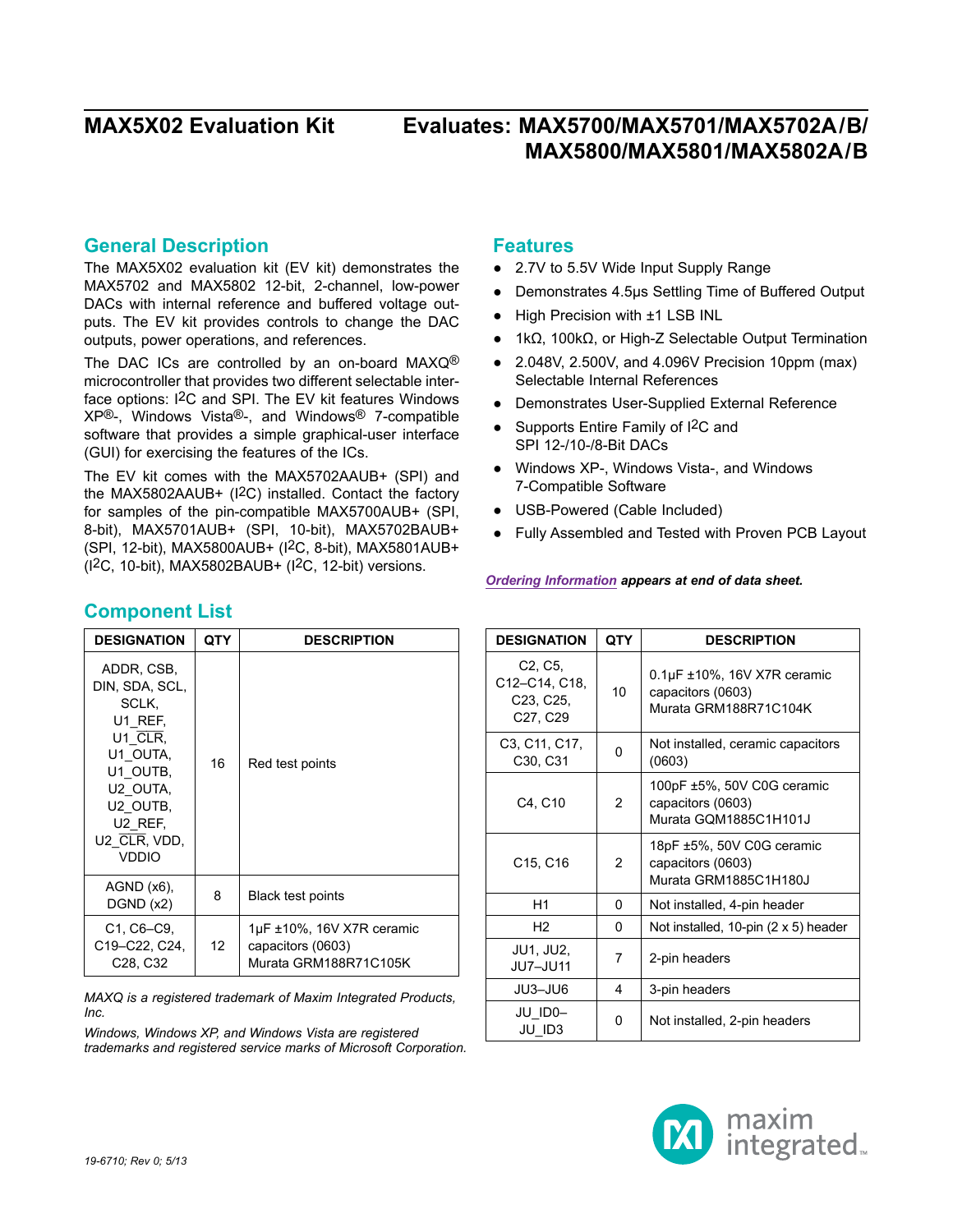# MAX5X02 Evaluation Kit

## Evaluates: MAX5700/MAX5701/MAX5702A/B/ MAX5800/MAX5801/MAX5802A/B

## General Description

The MAX5X02 evaluation kit (EV kit) demonstrates the MAX5702 and MAX5802 12-bit, 2-channel, low-power DACs with internal reference and buffered voltage outputs. The EV kit provides controls to change the DAC outputs, power operations, and references.

The DAC ICs are controlled by an on-board MAXQ® microcontroller that provides two different selectable interface options: I2C and SPI. The EV kit features Windows XP®-, Windows Vista®-, and Windows® 7-compatible software that provides a simple graphical-user interface (GUI) for exercising the features of the ICs.

The EV kit comes with the MAX5702AAUB+ (SPI) and the MAX5802AAUB+ (I2C) installed. Contact the factory for samples of the pin-compatible MAX5700AUB+ (SPI, 8-bit), MAX5701AUB+ (SPI, 10-bit), MAX5702BAUB+ (SPI, 12-bit), MAX5800AUB+ (I2C, 8-bit), MAX5801AUB+ (I2C, 10-bit), MAX5802BAUB+ (I2C, 12-bit) versions.

## Features

- 2.7V to 5.5V Wide Input Supply Range
- Demonstrates 4.5µs Settling Time of Buffered Output
- High Precision with ±1 LSB INL
- 1kΩ, 100kΩ, or High-Z Selectable Output Termination
- 2.048V, 2.500V, and 4.096V Precision 10ppm (max) Selectable Internal References
- Demonstrates User-Supplied External Reference
- Supports Entire Family of I2C and SPI 12-/10-/8-Bit DACs
- Windows XP-, Windows Vista-, and Windows 7-Compatible Software
- USB-Powered (Cable Included)
- Fully Assembled and Tested with Proven PCB Layout

*Ordering Information* ***appears at end of data sheet.***

## Component List

| DESIGNATION | QTY | DESCRIPTION |
|---|---|---|
| ADDR, CSB, DIN, SDA, SCL, SCLK, U1_REF, U1_CLR, U1_OUTA, U1_OUTB, U2_OUTA, U2_OUTB, U2_REF, U2_CLR, VDD, VDDIO | 16 | Red test points |
| AGND (x6), DGND (x2) | 8 | Black test points |
| C1, C6–C9, C19–C22, C24, C28, C32 | 12 | 1µF ±10%, 16V X7R ceramic capacitors (0603) Murata GRM188R71C105K |
| C2, C5, C12–C14, C18, C23, C25, C27, C29 | 10 | 0.1µF ±10%, 16V X7R ceramic capacitors (0603) Murata GRM188R71C104K |
| C3, C11, C17, C30, C31 | 0 | Not installed, ceramic capacitors (0603) |
| C4, C10 | 2 | 100pF ±5%, 50V C0G ceramic capacitors (0603) Murata GQM1885C1H101J |
| C15, C16 | 2 | 18pF ±5%, 50V C0G ceramic capacitors (0603) Murata GRM1885C1H180J |
| H1 | 0 | Not installed, 4-pin header |
| H2 | 0 | Not installed, 10-pin (2 x 5) header |
| JU1, JU2, JU7–JU11 | 7 | 2-pin headers |
| JU3–JU6 | 4 | 3-pin headers |
| JU_ID0–JU_ID3 | 0 | Not installed, 2-pin headers |

*MAXQ is a registered trademark of Maxim Integrated Products, Inc.*

*Windows, Windows XP, and Windows Vista are registered trademarks and registered service marks of Microsoft Corporation.*

19-6710; Rev 0; 5/13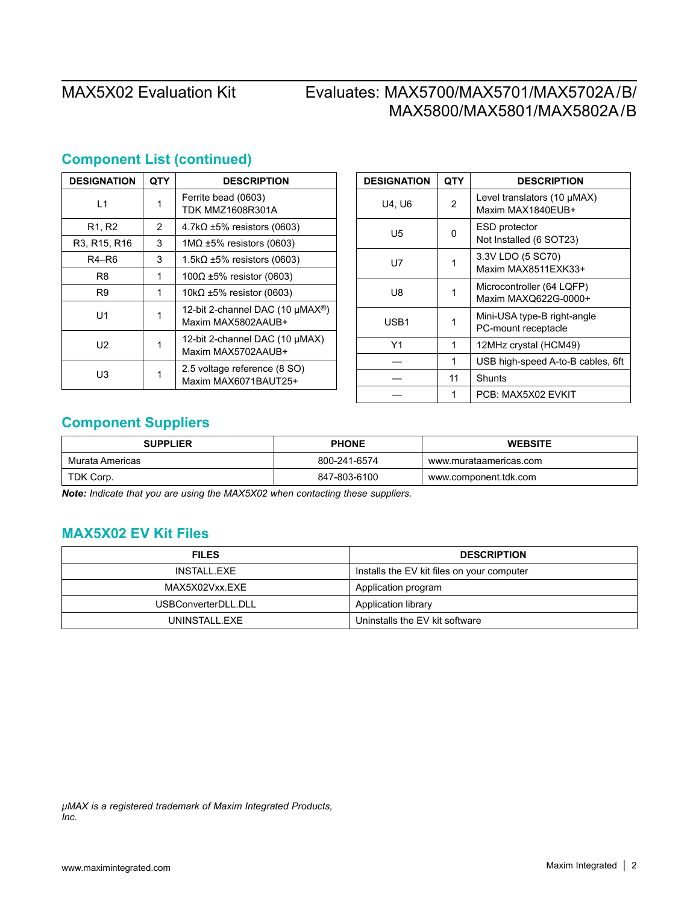## Component List (continued)

| DESIGNATION | QTY | DESCRIPTION |
|---|---|---|
| L1 | 1 | Ferrite bead (0603)<br>TDK MMZ1608R301A |
| R1, R2 | 2 | 4.7kΩ ±5% resistors (0603) |
| R3, R15, R16 | 3 | 1MΩ ±5% resistors (0603) |
| R4–R6 | 3 | 1.5kΩ ±5% resistors (0603) |
| R8 | 1 | 100Ω ±5% resistor (0603) |
| R9 | 1 | 10kΩ ±5% resistor (0603) |
| U1 | 1 | 12-bit 2-channel DAC (10 µMAX®)<br>Maxim MAX5802AAUB+ |
| U2 | 1 | 12-bit 2-channel DAC (10 µMAX)<br>Maxim MAX5702AAUB+ |
| U3 | 1 | 2.5 voltage reference (8 SO)<br>Maxim MAX6071BAUT25+ |
| U4, U6 | 2 | Level translators (10 µMAX)<br>Maxim MAX1840EUB+ |
| U5 | 0 | ESD protector<br>Not Installed (6 SOT23) |
| U7 | 1 | 3.3V LDO (5 SC70)<br>Maxim MAX8511EXK33+ |
| U8 | 1 | Microcontroller (64 LQFP)<br>Maxim MAXQ622G-0000+ |
| USB1 | 1 | Mini-USA type-B right-angle<br>PC-mount receptacle |
| Y1 | 1 | 12MHz crystal (HCM49) |
| — | 1 | USB high-speed A-to-B cables, 6ft |
| — | 11 | Shunts |
| — | 1 | PCB: MAX5X02 EVKIT |

## Component Suppliers

| SUPPLIER | PHONE | WEBSITE |
|---|---|---|
| Murata Americas | 800-241-6574 | www.murataamericas.com |
| TDK Corp. | 847-803-6100 | www.component.tdk.com |

***Note:*** *Indicate that you are using the MAX5X02 when contacting these suppliers.*

## MAX5X02 EV Kit Files

| FILES | DESCRIPTION |
|---|---|
| INSTALL.EXE | Installs the EV kit files on your computer |
| MAX5X02Vxx.EXE | Application program |
| USBConverterDLL.DLL | Application library |
| UNINSTALL.EXE | Uninstalls the EV kit software |

*µMAX is a registered trademark of Maxim Integrated Products, Inc.*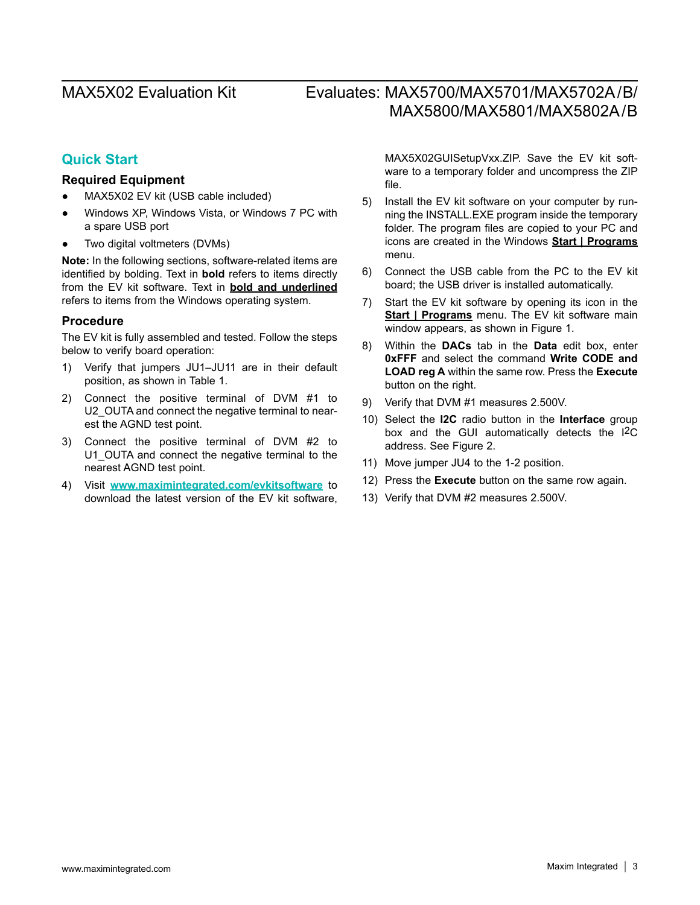## Quick Start

### Required Equipment

- MAX5X02 EV kit (USB cable included)
- Windows XP, Windows Vista, or Windows 7 PC with a spare USB port
- Two digital voltmeters (DVMs)

**Note:** In the following sections, software-related items are identified by bolding. Text in **bold** refers to items directly from the EV kit software. Text in **<u>bold and underlined</u>** refers to items from the Windows operating system.

### Procedure

The EV kit is fully assembled and tested. Follow the steps below to verify board operation:

1) Verify that jumpers JU1–JU11 are in their default position, as shown in Table 1.
2) Connect the positive terminal of DVM #1 to U2_OUTA and connect the negative terminal to nearest the AGND test point.
3) Connect the positive terminal of DVM #2 to U1_OUTA and connect the negative terminal to the nearest AGND test point.
4) Visit **www.maximintegrated.com/evkitsoftware** to download the latest version of the EV kit software, MAX5X02GUISetupVxx.ZIP. Save the EV kit software to a temporary folder and uncompress the ZIP file.
5) Install the EV kit software on your computer by running the INSTALL.EXE program inside the temporary folder. The program files are copied to your PC and icons are created in the Windows **<u>Start | Programs</u>** menu.
6) Connect the USB cable from the PC to the EV kit board; the USB driver is installed automatically.
7) Start the EV kit software by opening its icon in the **<u>Start | Programs</u>** menu. The EV kit software main window appears, as shown in Figure 1.
8) Within the **DACs** tab in the **Data** edit box, enter **0xFFF** and select the command **Write CODE and LOAD reg A** within the same row. Press the **Execute** button on the right.
9) Verify that DVM #1 measures 2.500V.
10) Select the **I2C** radio button in the **Interface** group box and the GUI automatically detects the I2C address. See Figure 2.
11) Move jumper JU4 to the 1-2 position.
12) Press the **Execute** button on the same row again.
13) Verify that DVM #2 measures 2.500V.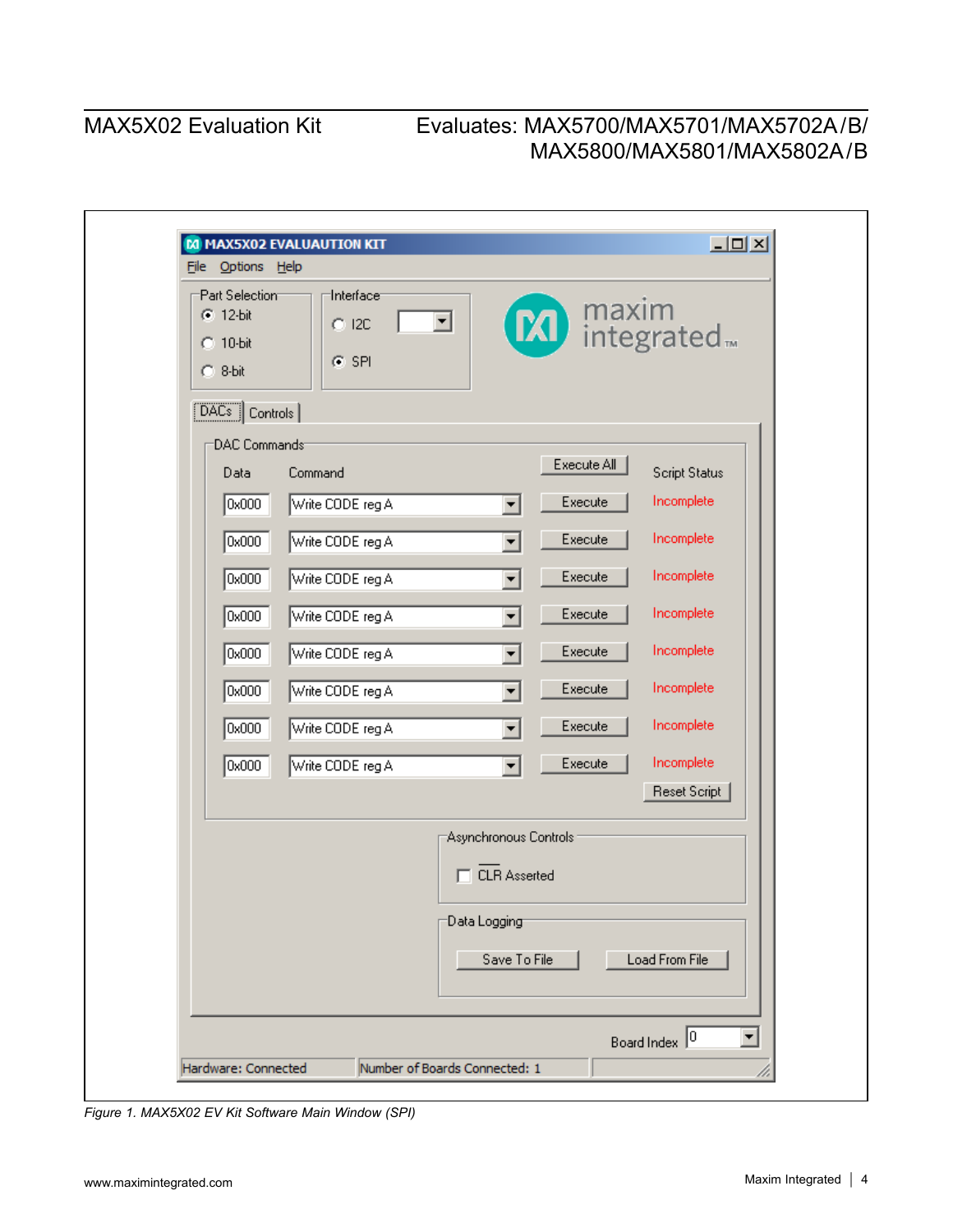Figure 1. MAX5X02 EV Kit Software Main Window (SPI)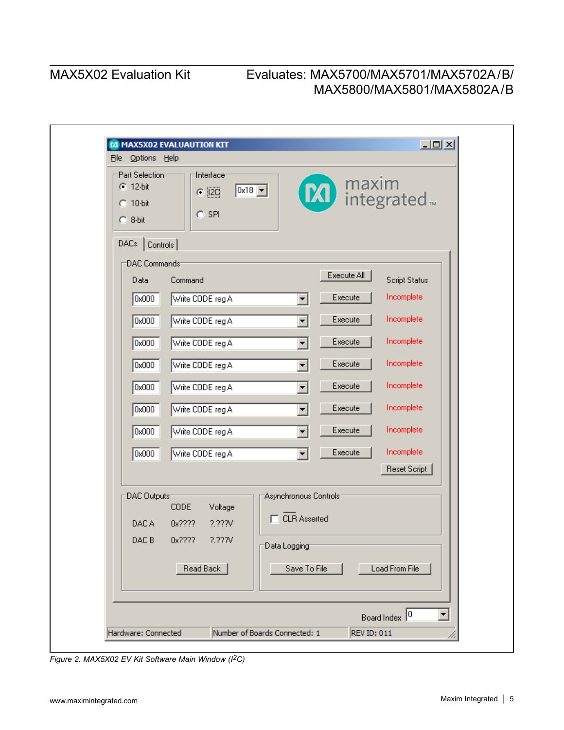MAX5X02 EVALUAUTION KIT

File Options Help

Part Selection
- 12-bit
- 10-bit
- 8-bit

Interface
- I2C 0x18
- SPI

maxim integrated™

DACs | Controls

DAC Commands

| Data | Command | Execute All | Script Status |
|---|---|---|---|
| 0x000 | Write CODE reg A | Execute | Incomplete |
| 0x000 | Write CODE reg A | Execute | Incomplete |
| 0x000 | Write CODE reg A | Execute | Incomplete |
| 0x000 | Write CODE reg A | Execute | Incomplete |
| 0x000 | Write CODE reg A | Execute | Incomplete |
| 0x000 | Write CODE reg A | Execute | Incomplete |
| 0x000 | Write CODE reg A | Execute | Incomplete |
| 0x000 | Write CODE reg A | Execute | Incomplete |

Reset Script

DAC Outputs

| | CODE | Voltage |
|---|---|---|
| DAC A | 0x???? | ?.???V |
| DAC B | 0x???? | ?.???V |

Read Back

Asynchronous Controls

- CLR Asserted

Data Logging

Save To File | Load From File

Board Index 0

Hardware: Connected | Number of Boards Connected: 1 | REV ID: 011

*Figure 2. MAX5X02 EV Kit Software Main Window (I2C)*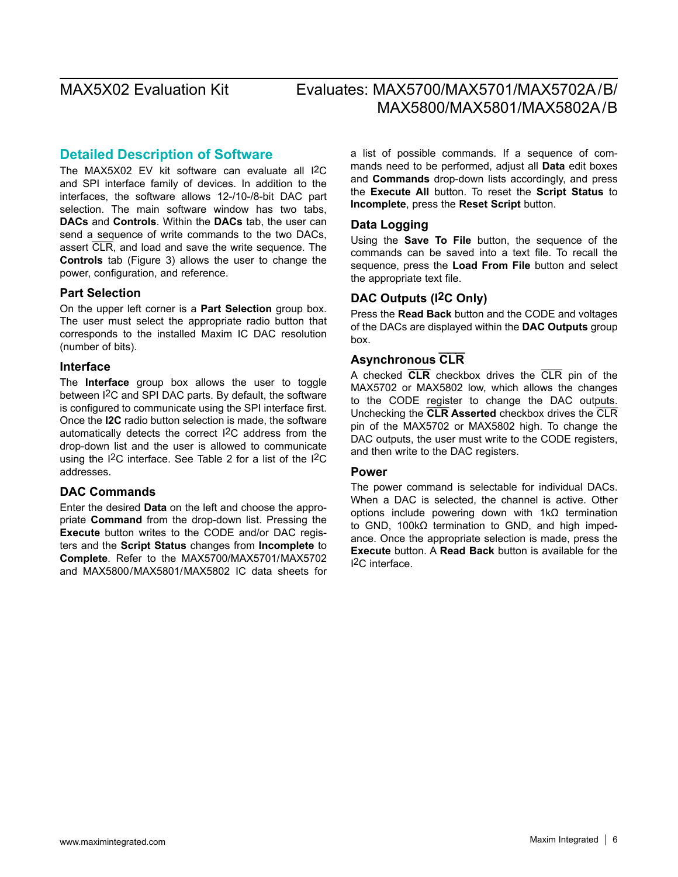## Detailed Description of Software

The MAX5X02 EV kit software can evaluate all I2C and SPI interface family of devices. In addition to the interfaces, the software allows 12-/10-/8-bit DAC part selection. The main software window has two tabs, **DACs** and **Controls**. Within the **DACs** tab, the user can send a sequence of write commands to the two DACs, assert $\overline{\text{CLR}}$, and load and save the write sequence. The **Controls** tab (Figure 3) allows the user to change the power, configuration, and reference.

### Part Selection

On the upper left corner is a **Part Selection** group box. The user must select the appropriate radio button that corresponds to the installed Maxim IC DAC resolution (number of bits).

### Interface

The **Interface** group box allows the user to toggle between I2C and SPI DAC parts. By default, the software is configured to communicate using the SPI interface first. Once the **I2C** radio button selection is made, the software automatically detects the correct I2C address from the drop-down list and the user is allowed to communicate using the I2C interface. See Table 2 for a list of the I2C addresses.

### DAC Commands

Enter the desired **Data** on the left and choose the appropriate **Command** from the drop-down list. Pressing the **Execute** button writes to the CODE and/or DAC registers and the **Script Status** changes from **Incomplete** to **Complete**. Refer to the MAX5700/MAX5701/MAX5702 and MAX5800/MAX5801/MAX5802 IC data sheets for a list of possible commands. If a sequence of commands need to be performed, adjust all **Data** edit boxes and **Commands** drop-down lists accordingly, and press the **Execute All** button. To reset the **Script Status** to **Incomplete**, press the **Reset Script** button.

### Data Logging

Using the **Save To File** button, the sequence of the commands can be saved into a text file. To recall the sequence, press the **Load From File** button and select the appropriate text file.

### DAC Outputs (I2C Only)

Press the **Read Back** button and the CODE and voltages of the DACs are displayed within the **DAC Outputs** group box.

### Asynchronous $\overline{\text{CLR}}$

A checked **$\overline{\text{CLR}}$** checkbox drives the $\overline{\text{CLR}}$ pin of the MAX5702 or MAX5802 low, which allows the changes to the CODE register to change the DAC outputs. Unchecking the **$\overline{\text{CLR}}$ Asserted** checkbox drives the $\overline{\text{CLR}}$ pin of the MAX5702 or MAX5802 high. To change the DAC outputs, the user must write to the CODE registers, and then write to the DAC registers.

### Power

The power command is selectable for individual DACs. When a DAC is selected, the channel is active. Other options include powering down with 1kΩ termination to GND, 100kΩ termination to GND, and high impedance. Once the appropriate selection is made, press the **Execute** button. A **Read Back** button is available for the I2C interface.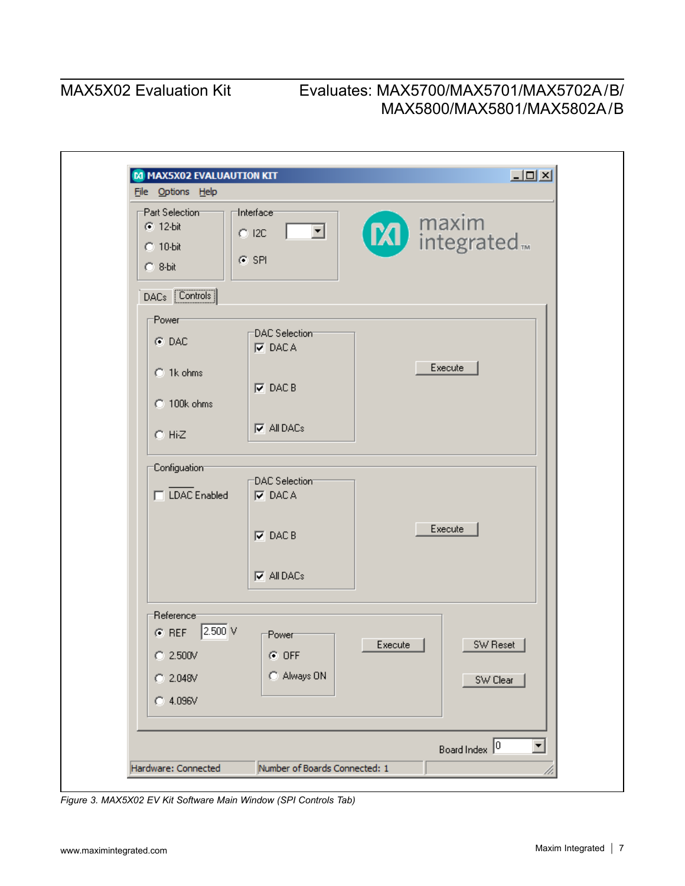Figure 3. MAX5X02 EV Kit Software Main Window (SPI Controls Tab)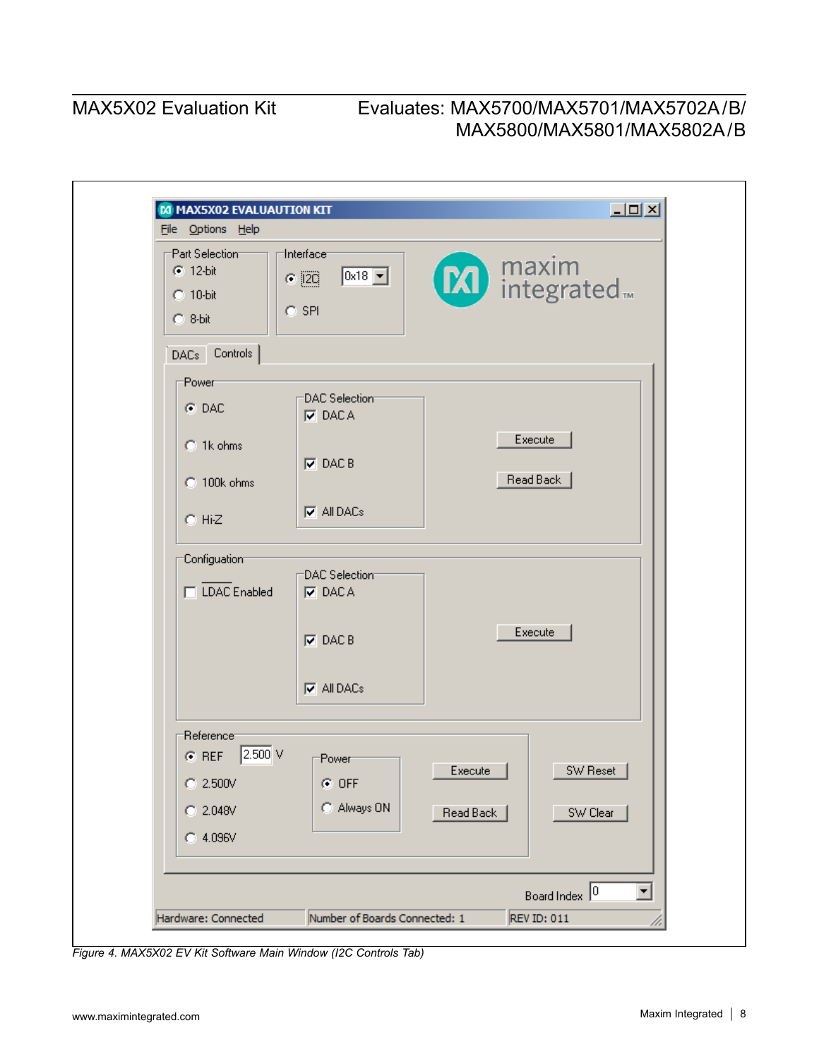MAX5X02 EVALUAUTION KIT

File Options Help

Part Selection
- 12-bit
- 10-bit
- 8-bit

Interface
- I2C 0x18
- SPI

maxim integrated

DACs | Controls

Power
- DAC
- 1k ohms
- 100k ohms
- Hi-Z

DAC Selection
- DAC A
- DAC B
- All DACs

Execute

Read Back

Configuation
- LDAC Enabled

DAC Selection
- DAC A
- DAC B
- All DACs

Execute

Reference
- REF 2.500 V
- 2.500V
- 2.048V
- 4.096V

Power
- OFF
- Always ON

Execute

Read Back

SW Reset

SW Clear

Board Index 0

Hardware: Connected | Number of Boards Connected: 1 | REV ID: 011

*Figure 4. MAX5X02 EV Kit Software Main Window (I2C Controls Tab)*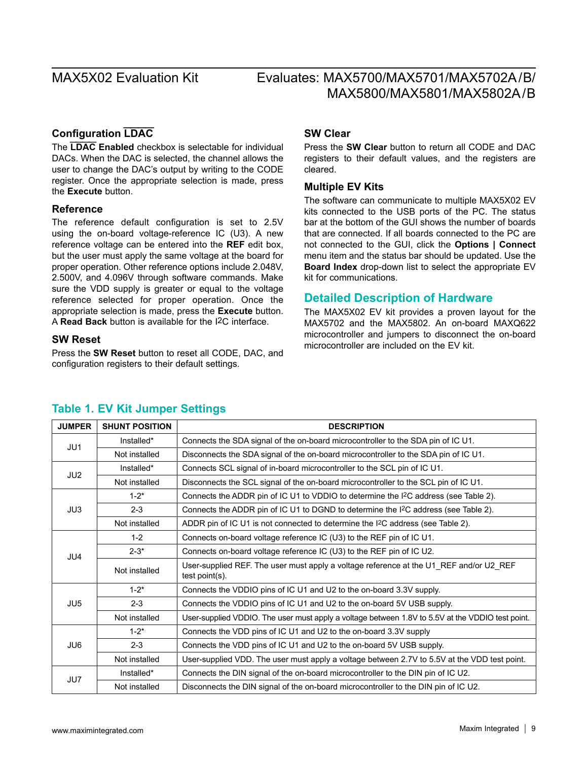### Configuration LDAC

The **LDAC Enabled** checkbox is selectable for individual DACs. When the DAC is selected, the channel allows the user to change the DAC's output by writing to the CODE register. Once the appropriate selection is made, press the **Execute** button.

### Reference

The reference default configuration is set to 2.5V using the on-board voltage-reference IC (U3). A new reference voltage can be entered into the **REF** edit box, but the user must apply the same voltage at the board for proper operation. Other reference options include 2.048V, 2.500V, and 4.096V through software commands. Make sure the VDD supply is greater or equal to the voltage reference selected for proper operation. Once the appropriate selection is made, press the **Execute** button. A **Read Back** button is available for the I2C interface.

### SW Reset

Press the **SW Reset** button to reset all CODE, DAC, and configuration registers to their default settings.

### SW Clear

Press the **SW Clear** button to return all CODE and DAC registers to their default values, and the registers are cleared.

### Multiple EV Kits

The software can communicate to multiple MAX5X02 EV kits connected to the USB ports of the PC. The status bar at the bottom of the GUI shows the number of boards that are connected. If all boards connected to the PC are not connected to the GUI, click the **Options | Connect** menu item and the status bar should be updated. Use the **Board Index** drop-down list to select the appropriate EV kit for communications.

## Detailed Description of Hardware

The MAX5X02 EV kit provides a proven layout for the MAX5702 and the MAX5802. An on-board MAXQ622 microcontroller and jumpers to disconnect the on-board microcontroller are included on the EV kit.

## Table 1. EV Kit Jumper Settings

| JUMPER | SHUNT POSITION | DESCRIPTION |
|---|---|---|
| JU1 | Installed* | Connects the SDA signal of the on-board microcontroller to the SDA pin of IC U1. |
| | Not installed | Disconnects the SDA signal of the on-board microcontroller to the SDA pin of IC U1. |
| JU2 | Installed* | Connects SCL signal of in-board microcontroller to the SCL pin of IC U1. |
| | Not installed | Disconnects the SCL signal of the on-board microcontroller to the SCL pin of IC U1. |
| JU3 | 1-2* | Connects the ADDR pin of IC U1 to VDDIO to determine the I2C address (see Table 2). |
| | 2-3 | Connects the ADDR pin of IC U1 to DGND to determine the I2C address (see Table 2). |
| | Not installed | ADDR pin of IC U1 is not connected to determine the I2C address (see Table 2). |
| JU4 | 1-2 | Connects on-board voltage reference IC (U3) to the REF pin of IC U1. |
| | 2-3* | Connects on-board voltage reference IC (U3) to the REF pin of IC U2. |
| | Not installed | User-supplied REF. The user must apply a voltage reference at the U1_REF and/or U2_REF test point(s). |
| JU5 | 1-2* | Connects the VDDIO pins of IC U1 and U2 to the on-board 3.3V supply. |
| | 2-3 | Connects the VDDIO pins of IC U1 and U2 to the on-board 5V USB supply. |
| | Not installed | User-supplied VDDIO. The user must apply a voltage between 1.8V to 5.5V at the VDDIO test point. |
| JU6 | 1-2* | Connects the VDD pins of IC U1 and U2 to the on-board 3.3V supply |
| | 2-3 | Connects the VDD pins of IC U1 and U2 to the on-board 5V USB supply. |
| | Not installed | User-supplied VDD. The user must apply a voltage between 2.7V to 5.5V at the VDD test point. |
| JU7 | Installed* | Connects the DIN signal of the on-board microcontroller to the DIN pin of IC U2. |
| | Not installed | Disconnects the DIN signal of the on-board microcontroller to the DIN pin of IC U2. |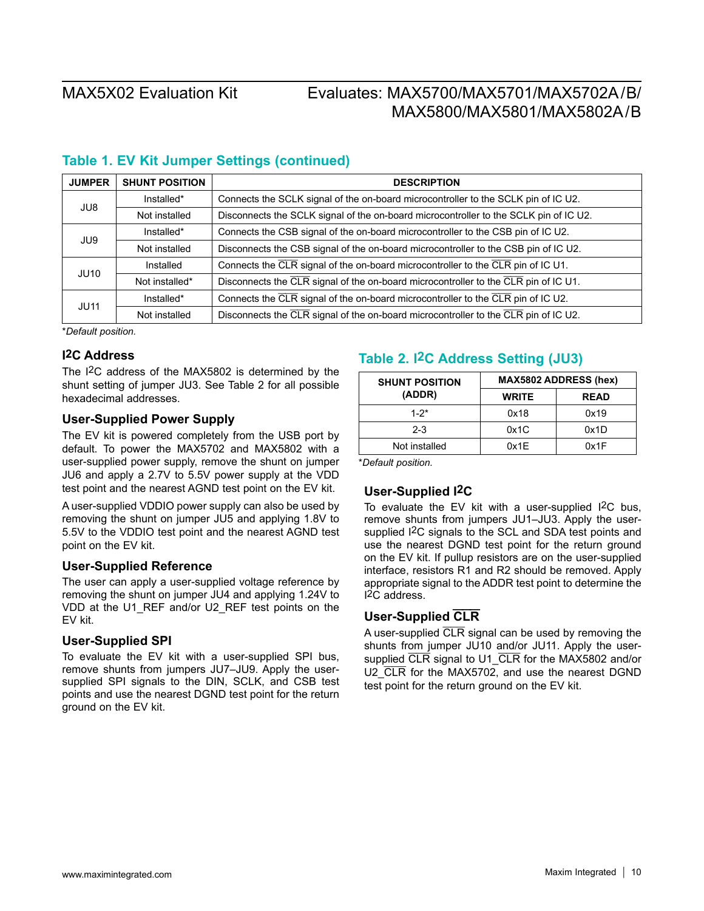## Table 1. EV Kit Jumper Settings (continued)

| JUMPER | SHUNT POSITION | DESCRIPTION |
|---|---|---|
| JU8 | Installed* | Connects the SCLK signal of the on-board microcontroller to the SCLK pin of IC U2. |
| | Not installed | Disconnects the SCLK signal of the on-board microcontroller to the SCLK pin of IC U2. |
| JU9 | Installed* | Connects the CSB signal of the on-board microcontroller to the CSB pin of IC U2. |
| | Not installed | Disconnects the CSB signal of the on-board microcontroller to the CSB pin of IC U2. |
| JU10 | Installed | Connects the $\overline{CLR}$ signal of the on-board microcontroller to the $\overline{CLR}$ pin of IC U1. |
| | Not installed* | Disconnects the $\overline{CLR}$ signal of the on-board microcontroller to the $\overline{CLR}$ pin of IC U1. |
| JU11 | Installed* | Connects the $\overline{CLR}$ signal of the on-board microcontroller to the $\overline{CLR}$ pin of IC U2. |
| | Not installed | Disconnects the $\overline{CLR}$ signal of the on-board microcontroller to the $\overline{CLR}$ pin of IC U2. |

**Default position.*

### I2C Address

The I2C address of the MAX5802 is determined by the shunt setting of jumper JU3. See Table 2 for all possible hexadecimal addresses.

### User-Supplied Power Supply

The EV kit is powered completely from the USB port by default. To power the MAX5702 and MAX5802 with a user-supplied power supply, remove the shunt on jumper JU6 and apply a 2.7V to 5.5V power supply at the VDD test point and the nearest AGND test point on the EV kit.

A user-supplied VDDIO power supply can also be used by removing the shunt on jumper JU5 and applying 1.8V to 5.5V to the VDDIO test point and the nearest AGND test point on the EV kit.

### User-Supplied Reference

The user can apply a user-supplied voltage reference by removing the shunt on jumper JU4 and applying 1.24V to VDD at the U1_REF and/or U2_REF test points on the EV kit.

### User-Supplied SPI

To evaluate the EV kit with a user-supplied SPI bus, remove shunts from jumpers JU7–JU9. Apply the user-supplied SPI signals to the DIN, SCLK, and CSB test points and use the nearest DGND test point for the return ground on the EV kit.

## Table 2. I2C Address Setting (JU3)

| SHUNT POSITION (ADDR) | MAX5802 ADDRESS (hex) | |
|---|---|---|
| | WRITE | READ |
| 1-2* | 0x18 | 0x19 |
| 2-3 | 0x1C | 0x1D |
| Not installed | 0x1E | 0x1F |

**Default position.*

### User-Supplied I2C

To evaluate the EV kit with a user-supplied I2C bus, remove shunts from jumpers JU1–JU3. Apply the user-supplied I2C signals to the SCL and SDA test points and use the nearest DGND test point for the return ground on the EV kit. If pullup resistors are on the user-supplied interface, resistors R1 and R2 should be removed. Apply appropriate signal to the ADDR test point to determine the I2C address.

### User-Supplied $\overline{CLR}$

A user-supplied $\overline{CLR}$ signal can be used by removing the shunts from jumper JU10 and/or JU11. Apply the user-supplied $\overline{CLR}$ signal to U1_$\overline{CLR}$ for the MAX5802 and/or U2_$\overline{CLR}$ for the MAX5702, and use the nearest DGND test point for the return ground on the EV kit.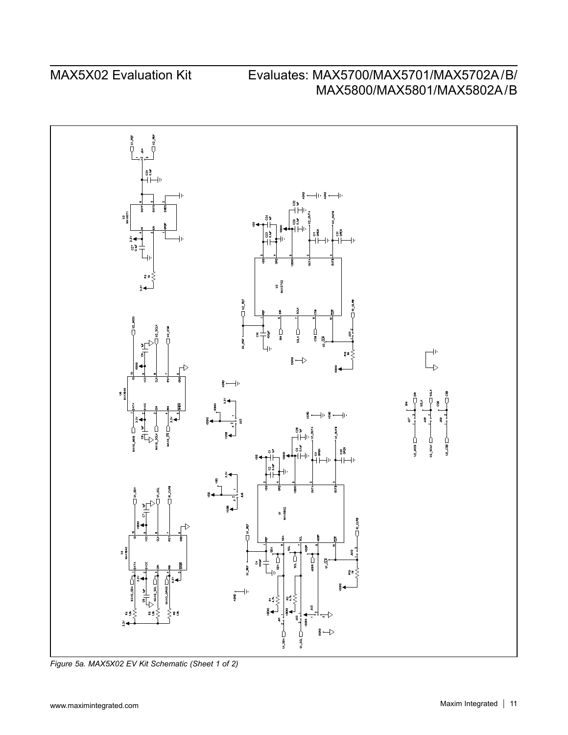Figure 5a. MAX5X02 EV Kit Schematic (Sheet 1 of 2)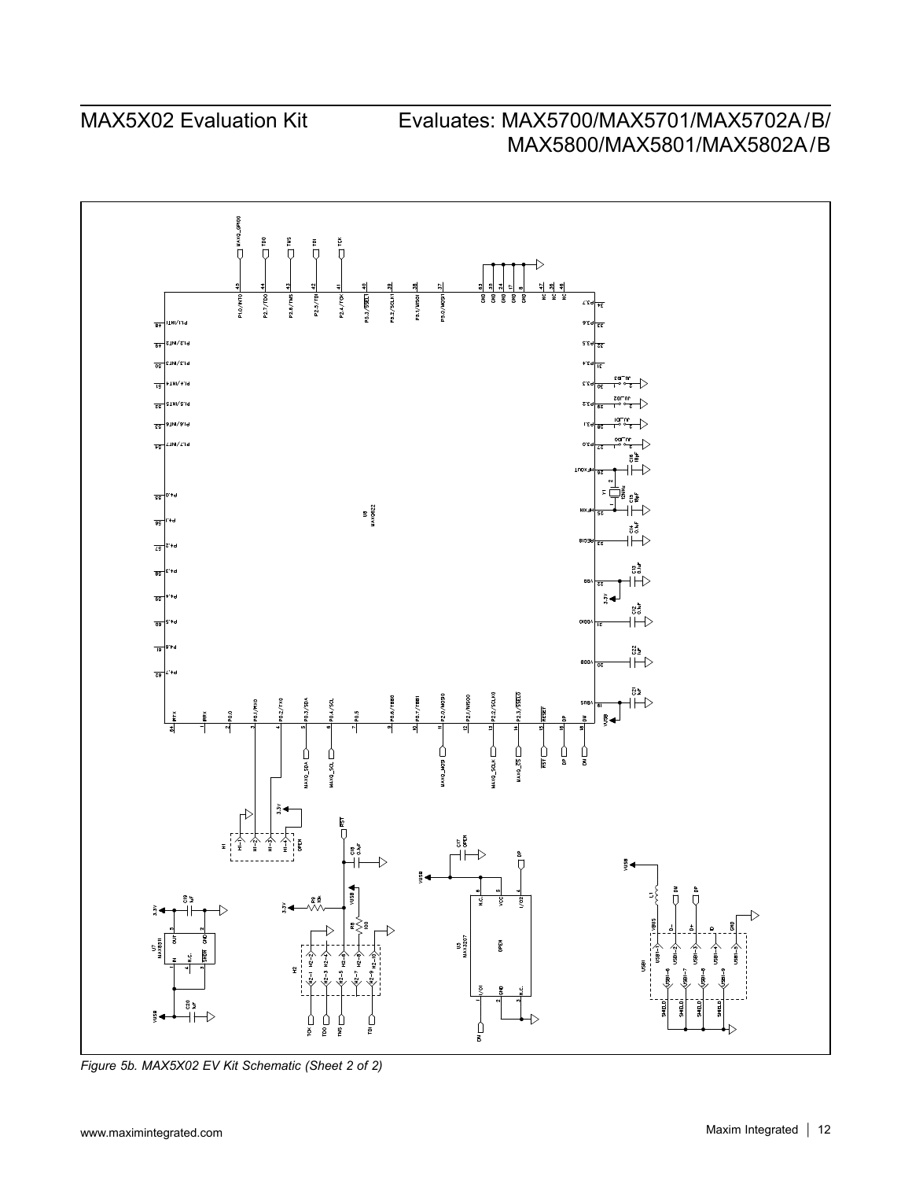*Figure 5b. MAX5X02 EV Kit Schematic (Sheet 2 of 2)*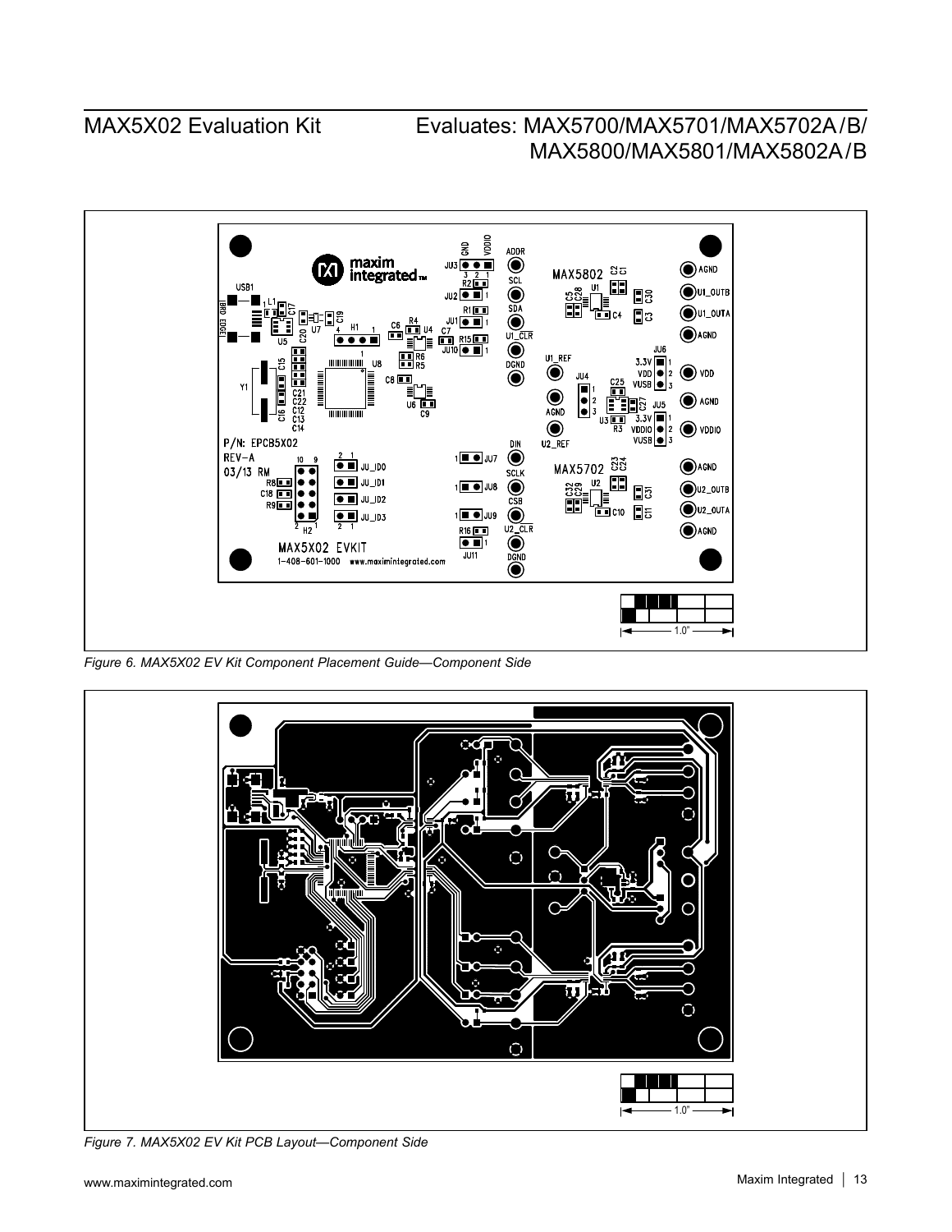*Figure 6. MAX5X02 EV Kit Component Placement Guide—Component Side*

*Figure 7. MAX5X02 EV Kit PCB Layout—Component Side*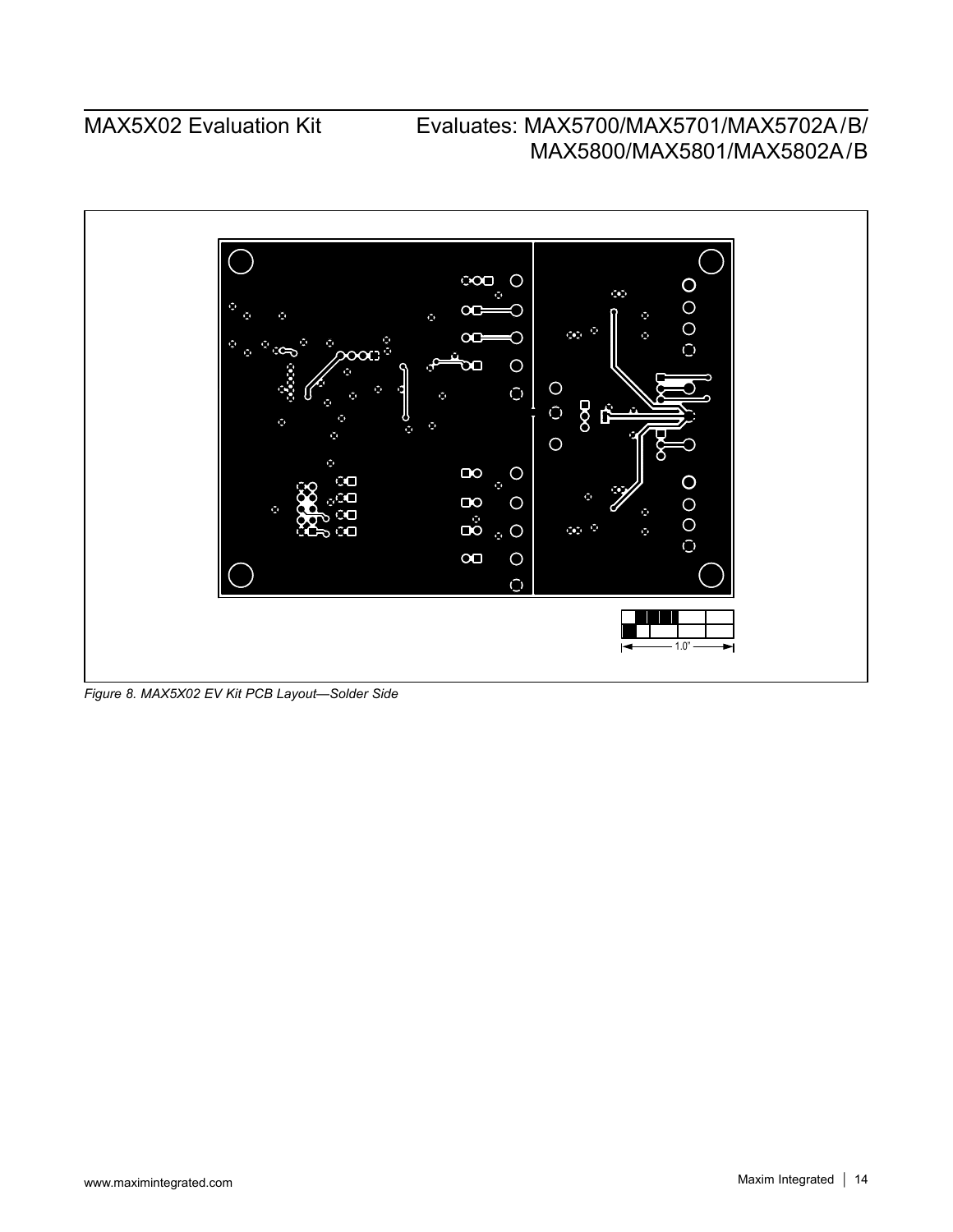1.0"

*Figure 8. MAX5X02 EV Kit PCB Layout—Solder Side*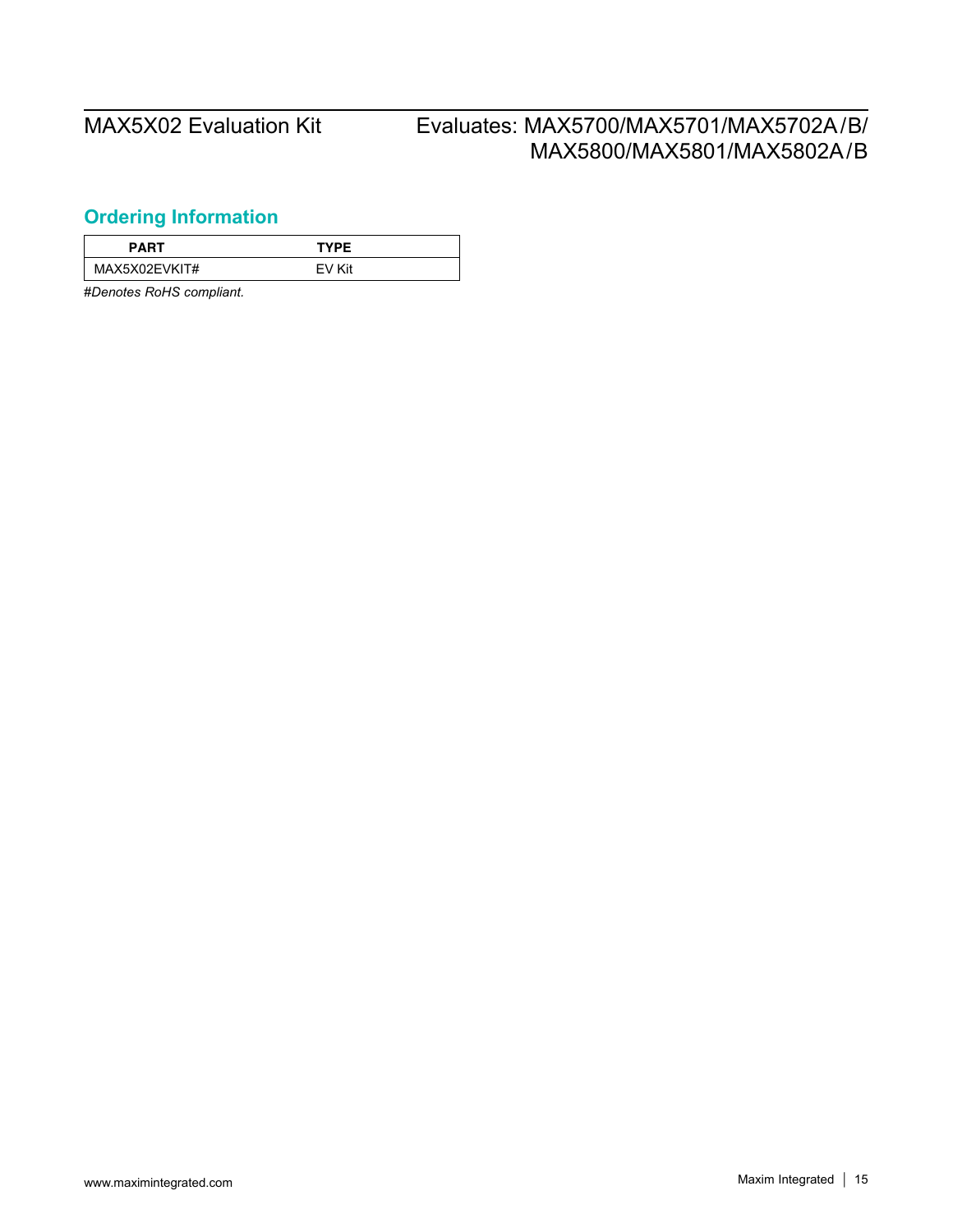## Ordering Information

| PART | TYPE |
|---|---|
| MAX5X02EVKIT# | EV Kit |

*#Denotes RoHS compliant.*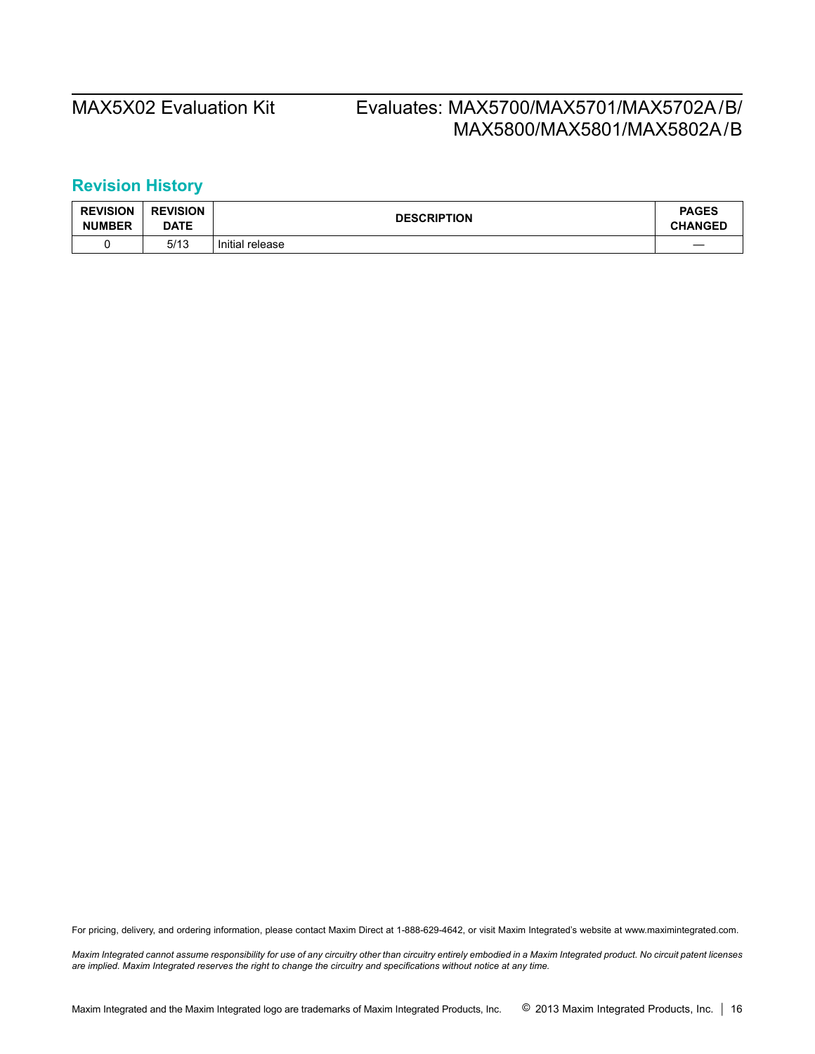## Revision History

| REVISION NUMBER | REVISION DATE | DESCRIPTION | PAGES CHANGED |
| --- | --- | --- | --- |
| 0 | 5/13 | Initial release | — |

For pricing, delivery, and ordering information, please contact Maxim Direct at 1-888-629-4642, or visit Maxim Integrated's website at www.maximintegrated.com.

*Maxim Integrated cannot assume responsibility for use of any circuitry other than circuitry entirely embodied in a Maxim Integrated product. No circuit patent licenses are implied. Maxim Integrated reserves the right to change the circuitry and specifications without notice at any time.*

Maxim Integrated and the Maxim Integrated logo are trademarks of Maxim Integrated Products, Inc. © 2013 Maxim Integrated Products, Inc.